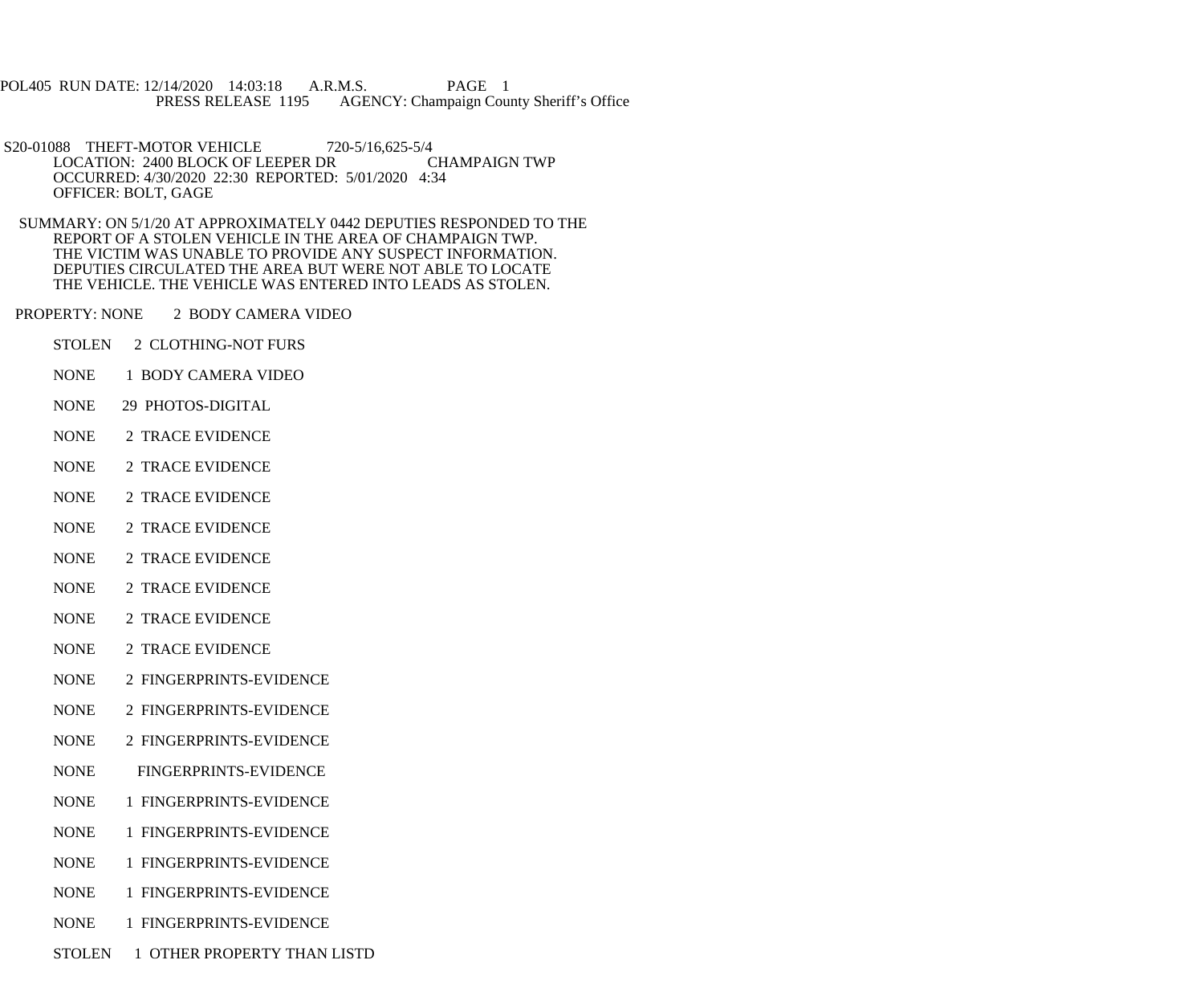POL405 RUN DATE: 12/14/2020 14:03:18 A.R.M.S. PAGE 1
PRESS RELEASE 1195 AGENCY: Champaign County Sheriff's Office

S20-01088 THEFT-MOTOR VEHICLE 720-5/16,625-5/4
LOCATION: 2400 BLOCK OF LEEPER DR CHAMPAIGN TWP
OCCURRED: 4/30/2020 22:30 REPORTED: 5/01/2020 4:34
OFFICER: BOLT, GAGE

SUMMARY: ON 5/1/20 AT APPROXIMATELY 0442 DEPUTIES RESPONDED TO THE REPORT OF A STOLEN VEHICLE IN THE AREA OF CHAMPAIGN TWP. THE VICTIM WAS UNABLE TO PROVIDE ANY SUSPECT INFORMATION. DEPUTIES CIRCULATED THE AREA BUT WERE NOT ABLE TO LOCATE THE VEHICLE. THE VEHICLE WAS ENTERED INTO LEADS AS STOLEN.

PROPERTY: NONE 2 BODY CAMERA VIDEO

STOLEN 2 CLOTHING-NOT FURS

NONE 1 BODY CAMERA VIDEO

NONE 29 PHOTOS-DIGITAL

NONE 2 TRACE EVIDENCE

NONE 2 TRACE EVIDENCE

NONE 2 TRACE EVIDENCE

NONE 2 TRACE EVIDENCE

NONE 2 TRACE EVIDENCE

NONE 2 TRACE EVIDENCE

NONE 2 TRACE EVIDENCE

NONE 2 TRACE EVIDENCE

NONE 2 FINGERPRINTS-EVIDENCE

NONE 2 FINGERPRINTS-EVIDENCE

NONE 2 FINGERPRINTS-EVIDENCE

NONE FINGERPRINTS-EVIDENCE

NONE 1 FINGERPRINTS-EVIDENCE

NONE 1 FINGERPRINTS-EVIDENCE

NONE 1 FINGERPRINTS-EVIDENCE

NONE 1 FINGERPRINTS-EVIDENCE

NONE 1 FINGERPRINTS-EVIDENCE

STOLEN 1 OTHER PROPERTY THAN LISTD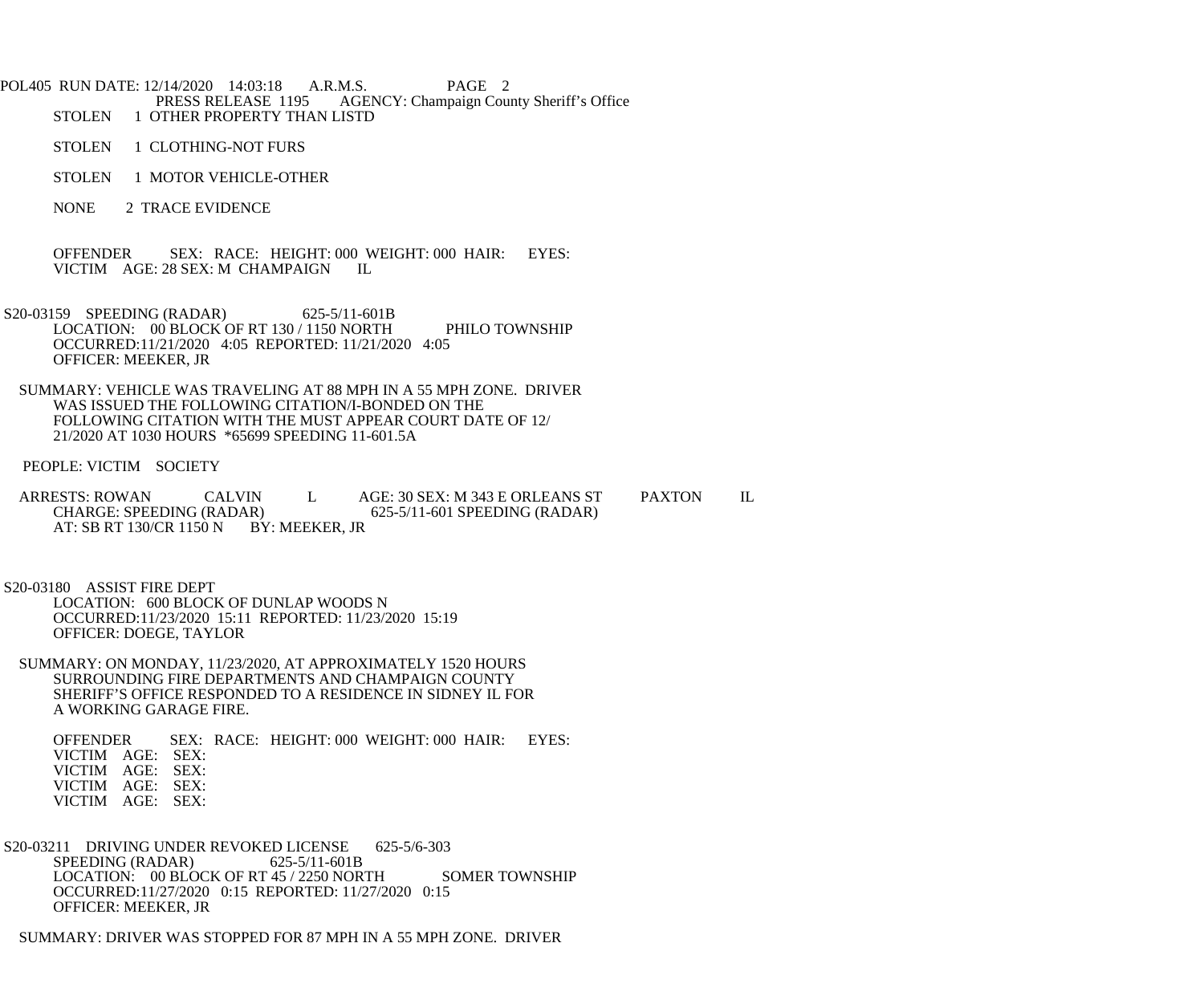STOLEN 1 OTHER PROPERTY THAN LISTD

STOLEN 1 CLOTHING-NOT FURS

STOLEN 1 MOTOR VEHICLE-OTHER

NONE 2 TRACE EVIDENCE

OFFENDER SEX: RACE: HEIGHT: 000 WEIGHT: 000 HAIR: EYES:
VICTIM AGE: 28 SEX: M CHAMPAIGN IL

S20-03159 SPEEDING (RADAR) 625-5/11-601B
LOCATION: 00 BLOCK OF RT 130 / 1150 NORTH PHILO TOWNSHIP
OCCURRED:11/21/2020 4:05 REPORTED: 11/21/2020 4:05
OFFICER: MEEKER, JR

SUMMARY: VEHICLE WAS TRAVELING AT 88 MPH IN A 55 MPH ZONE. DRIVER WAS ISSUED THE FOLLOWING CITATION/I-BONDED ON THE FOLLOWING CITATION WITH THE MUST APPEAR COURT DATE OF 12/21/2020 AT 1030 HOURS *65699 SPEEDING 11-601.5A

PEOPLE: VICTIM SOCIETY

ARRESTS: ROWAN CALVIN L AGE: 30 SEX: M 343 E ORLEANS ST PAXTON IL
CHARGE: SPEEDING (RADAR) 625-5/11-601 SPEEDING (RADAR)
AT: SB RT 130/CR 1150 N BY: MEEKER, JR

S20-03180 ASSIST FIRE DEPT
LOCATION: 600 BLOCK OF DUNLAP WOODS N
OCCURRED:11/23/2020 15:11 REPORTED: 11/23/2020 15:19
OFFICER: DOEGE, TAYLOR

SUMMARY: ON MONDAY, 11/23/2020, AT APPROXIMATELY 1520 HOURS SURROUNDING FIRE DEPARTMENTS AND CHAMPAIGN COUNTY SHERIFF'S OFFICE RESPONDED TO A RESIDENCE IN SIDNEY IL FOR A WORKING GARAGE FIRE.

OFFENDER SEX: RACE: HEIGHT: 000 WEIGHT: 000 HAIR: EYES:
VICTIM AGE: SEX:
VICTIM AGE: SEX:
VICTIM AGE: SEX:
VICTIM AGE: SEX:

S20-03211 DRIVING UNDER REVOKED LICENSE 625-5/6-303
SPEEDING (RADAR) 625-5/11-601B
LOCATION: 00 BLOCK OF RT 45 / 2250 NORTH SOMER TOWNSHIP
OCCURRED:11/27/2020 0:15 REPORTED: 11/27/2020 0:15
OFFICER: MEEKER, JR

SUMMARY: DRIVER WAS STOPPED FOR 87 MPH IN A 55 MPH ZONE. DRIVER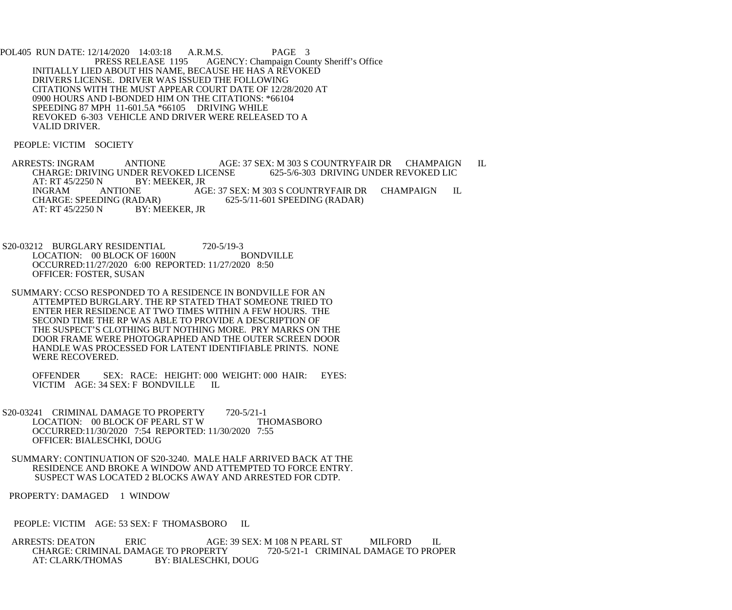PRESS RELEASE 1195 AGENCY: Champaign County Sheriff's Office

INITIALLY LIED ABOUT HIS NAME, BECAUSE HE HAS A REVOKED DRIVERS LICENSE. DRIVER WAS ISSUED THE FOLLOWING CITATIONS WITH THE MUST APPEAR COURT DATE OF 12/28/2020 AT 0900 HOURS AND I-BONDED HIM ON THE CITATIONS: *66104 SPEEDING 87 MPH 11-601.5A *66105 DRIVING WHILE REVOKED 6-303 VEHICLE AND DRIVER WERE RELEASED TO A VALID DRIVER.

PEOPLE: VICTIM SOCIETY

ARRESTS: INGRAM ANTIONE AGE: 37 SEX: M 303 S COUNTRYFAIR DR CHAMPAIGN IL
CHARGE: DRIVING UNDER REVOKED LICENSE 625-5/6-303 DRIVING UNDER REVOKED LIC
AT: RT 45/2250 N BY: MEEKER, JR
INGRAM ANTIONE AGE: 37 SEX: M 303 S COUNTRYFAIR DR CHAMPAIGN IL
CHARGE: SPEEDING (RADAR) 625-5/11-601 SPEEDING (RADAR)
AT: RT 45/2250 N BY: MEEKER, JR

S20-03212 BURGLARY RESIDENTIAL 720-5/19-3
LOCATION: 00 BLOCK OF 1600N BONDVILLE
OCCURRED:11/27/2020 6:00 REPORTED: 11/27/2020 8:50
OFFICER: FOSTER, SUSAN

SUMMARY: CCSO RESPONDED TO A RESIDENCE IN BONDVILLE FOR AN ATTEMPTED BURGLARY. THE RP STATED THAT SOMEONE TRIED TO ENTER HER RESIDENCE AT TWO TIMES WITHIN A FEW HOURS. THE SECOND TIME THE RP WAS ABLE TO PROVIDE A DESCRIPTION OF THE SUSPECT'S CLOTHING BUT NOTHING MORE. PRY MARKS ON THE DOOR FRAME WERE PHOTOGRAPHED AND THE OUTER SCREEN DOOR HANDLE WAS PROCESSED FOR LATENT IDENTIFIABLE PRINTS. NONE WERE RECOVERED.

OFFENDER SEX: RACE: HEIGHT: 000 WEIGHT: 000 HAIR: EYES:
VICTIM AGE: 34 SEX: F BONDVILLE IL

S20-03241 CRIMINAL DAMAGE TO PROPERTY 720-5/21-1
LOCATION: 00 BLOCK OF PEARL ST W THOMASBORO
OCCURRED:11/30/2020 7:54 REPORTED: 11/30/2020 7:55
OFFICER: BIALESCHKI, DOUG

SUMMARY: CONTINUATION OF S20-3240. MALE HALF ARRIVED BACK AT THE RESIDENCE AND BROKE A WINDOW AND ATTEMPTED TO FORCE ENTRY. SUSPECT WAS LOCATED 2 BLOCKS AWAY AND ARRESTED FOR CDTP.

PROPERTY: DAMAGED 1 WINDOW

PEOPLE: VICTIM AGE: 53 SEX: F THOMASBORO IL

ARRESTS: DEATON ERIC AGE: 39 SEX: M 108 N PEARL ST MILFORD IL
CHARGE: CRIMINAL DAMAGE TO PROPERTY 720-5/21-1 CRIMINAL DAMAGE TO PROPER
AT: CLARK/THOMAS BY: BIALESCHKI, DOUG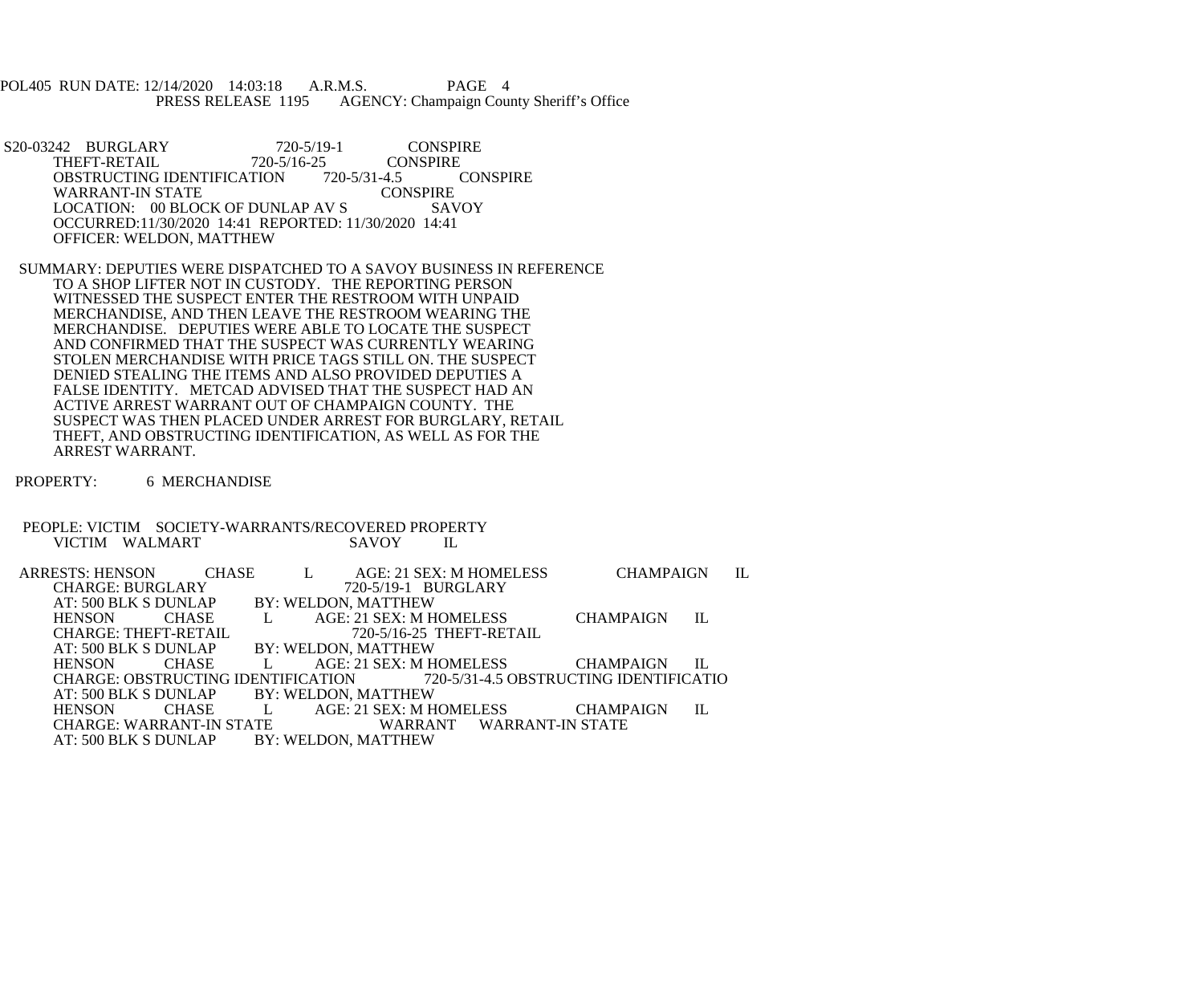S20-03242 BURGLARY 720-5/19-1 CONSPIRE
THEFT-RETAIL 720-5/16-25 CONSPIRE
OBSTRUCTING IDENTIFICATION 720-5/31-4.5 CONSPIRE
WARRANT-IN STATE CONSPIRE
LOCATION: 00 BLOCK OF DUNLAP AV S SAVOY
OCCURRED:11/30/2020 14:41 REPORTED: 11/30/2020 14:41
OFFICER: WELDON, MATTHEW

SUMMARY: DEPUTIES WERE DISPATCHED TO A SAVOY BUSINESS IN REFERENCE TO A SHOP LIFTER NOT IN CUSTODY. THE REPORTING PERSON WITNESSED THE SUSPECT ENTER THE RESTROOM WITH UNPAID MERCHANDISE, AND THEN LEAVE THE RESTROOM WEARING THE MERCHANDISE. DEPUTIES WERE ABLE TO LOCATE THE SUSPECT AND CONFIRMED THAT THE SUSPECT WAS CURRENTLY WEARING STOLEN MERCHANDISE WITH PRICE TAGS STILL ON. THE SUSPECT DENIED STEALING THE ITEMS AND ALSO PROVIDED DEPUTIES A FALSE IDENTITY. METCAD ADVISED THAT THE SUSPECT HAD AN ACTIVE ARREST WARRANT OUT OF CHAMPAIGN COUNTY. THE SUSPECT WAS THEN PLACED UNDER ARREST FOR BURGLARY, RETAIL THEFT, AND OBSTRUCTING IDENTIFICATION, AS WELL AS FOR THE ARREST WARRANT.

PROPERTY: 6 MERCHANDISE

PEOPLE: VICTIM SOCIETY-WARRANTS/RECOVERED PROPERTY
VICTIM WALMART SAVOY IL

ARRESTS: HENSON CHASE L AGE: 21 SEX: M HOMELESS CHAMPAIGN IL
CHARGE: BURGLARY 720-5/19-1 BURGLARY
AT: 500 BLK S DUNLAP BY: WELDON, MATTHEW
HENSON CHASE L AGE: 21 SEX: M HOMELESS CHAMPAIGN IL
CHARGE: THEFT-RETAIL 720-5/16-25 THEFT-RETAIL
AT: 500 BLK S DUNLAP BY: WELDON, MATTHEW
HENSON CHASE L AGE: 21 SEX: M HOMELESS CHAMPAIGN IL
CHARGE: OBSTRUCTING IDENTIFICATION 720-5/31-4.5 OBSTRUCTING IDENTIFICATIO
AT: 500 BLK S DUNLAP BY: WELDON, MATTHEW
HENSON CHASE L AGE: 21 SEX: M HOMELESS CHAMPAIGN IL
CHARGE: WARRANT-IN STATE WARRANT WARRANT-IN STATE
AT: 500 BLK S DUNLAP BY: WELDON, MATTHEW